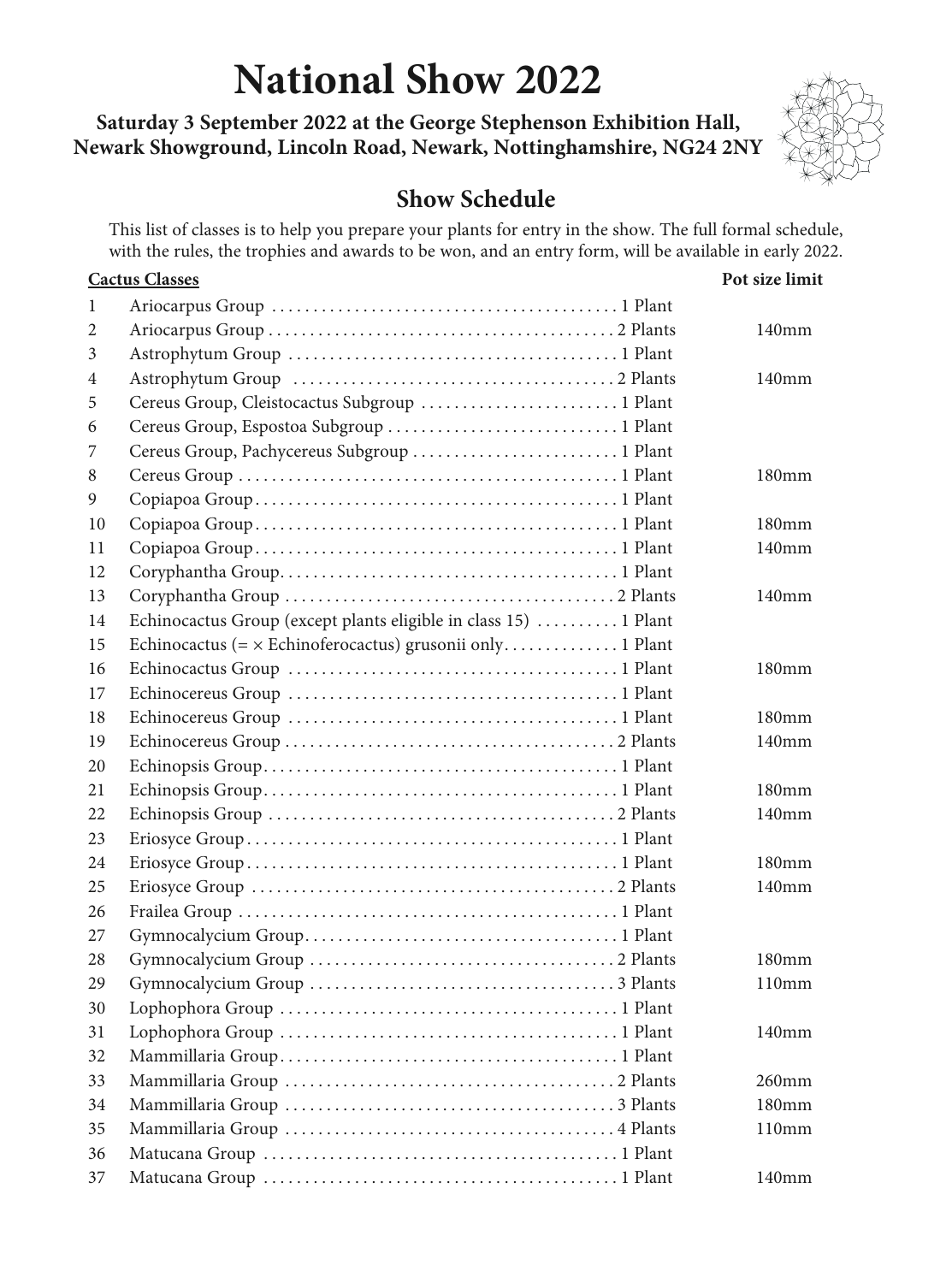# National Show 2022

**Saturday 3 September 2022 at the George Stephenson Exhibition Hall, Newark Showground, Lincoln Road, Newark, Nottinghamshire, NG24 2NY**

## Show Schedule

This list of classes is to help you prepare your plants for entry in the show. The full formal schedule, with the rules, the trophies and awards to be won, and an entry form, will be available in early 2022.

| | Cactus Classes | | Pot size limit |
|---|---|---|---|
| 1 | Ariocarpus Group | 1 Plant | |
| 2 | Ariocarpus Group | 2 Plants | 140mm |
| 3 | Astrophytum Group | 1 Plant | |
| 4 | Astrophytum Group | 2 Plants | 140mm |
| 5 | Cereus Group, Cleistocactus Subgroup | 1 Plant | |
| 6 | Cereus Group, Espostoa Subgroup | 1 Plant | |
| 7 | Cereus Group, Pachycereus Subgroup | 1 Plant | |
| 8 | Cereus Group | 1 Plant | 180mm |
| 9 | Copiapoa Group | 1 Plant | |
| 10 | Copiapoa Group | 1 Plant | 180mm |
| 11 | Copiapoa Group | 1 Plant | 140mm |
| 12 | Coryphantha Group | 1 Plant | |
| 13 | Coryphantha Group | 2 Plants | 140mm |
| 14 | Echinocactus Group (except plants eligible in class 15) | 1 Plant | |
| 15 | Echinocactus (= × Echinoferocactus) grusonii only | 1 Plant | |
| 16 | Echinocactus Group | 1 Plant | 180mm |
| 17 | Echinocereus Group | 1 Plant | |
| 18 | Echinocereus Group | 1 Plant | 180mm |
| 19 | Echinocereus Group | 2 Plants | 140mm |
| 20 | Echinopsis Group | 1 Plant | |
| 21 | Echinopsis Group | 1 Plant | 180mm |
| 22 | Echinopsis Group | 2 Plants | 140mm |
| 23 | Eriosyce Group | 1 Plant | |
| 24 | Eriosyce Group | 1 Plant | 180mm |
| 25 | Eriosyce Group | 2 Plants | 140mm |
| 26 | Frailea Group | 1 Plant | |
| 27 | Gymnocalycium Group | 1 Plant | |
| 28 | Gymnocalycium Group | 2 Plants | 180mm |
| 29 | Gymnocalycium Group | 3 Plants | 110mm |
| 30 | Lophophora Group | 1 Plant | |
| 31 | Lophophora Group | 1 Plant | 140mm |
| 32 | Mammillaria Group | 1 Plant | |
| 33 | Mammillaria Group | 2 Plants | 260mm |
| 34 | Mammillaria Group | 3 Plants | 180mm |
| 35 | Mammillaria Group | 4 Plants | 110mm |
| 36 | Matucana Group | 1 Plant | |
| 37 | Matucana Group | 1 Plant | 140mm |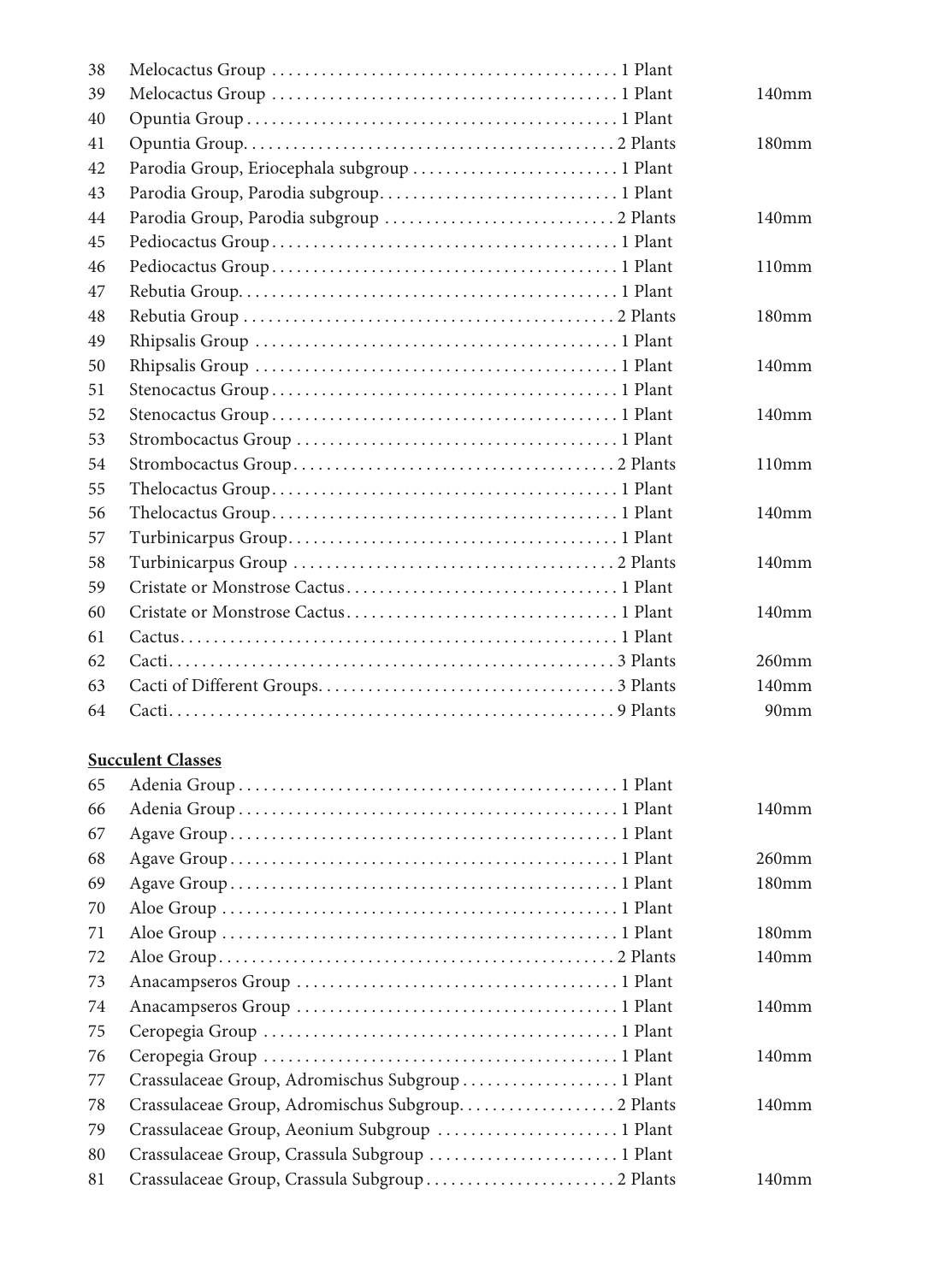| | | | |
|---|---|---|---|
| 38 | Melocactus Group | 1 Plant | |
| 39 | Melocactus Group | 1 Plant | 140mm |
| 40 | Opuntia Group | 1 Plant | |
| 41 | Opuntia Group | 2 Plants | 180mm |
| 42 | Parodia Group, Eriocephala subgroup | 1 Plant | |
| 43 | Parodia Group, Parodia subgroup | 1 Plant | |
| 44 | Parodia Group, Parodia subgroup | 2 Plants | 140mm |
| 45 | Pediocactus Group | 1 Plant | |
| 46 | Pediocactus Group | 1 Plant | 110mm |
| 47 | Rebutia Group | 1 Plant | |
| 48 | Rebutia Group | 2 Plants | 180mm |
| 49 | Rhipsalis Group | 1 Plant | |
| 50 | Rhipsalis Group | 1 Plant | 140mm |
| 51 | Stenocactus Group | 1 Plant | |
| 52 | Stenocactus Group | 1 Plant | 140mm |
| 53 | Strombocactus Group | 1 Plant | |
| 54 | Strombocactus Group | 2 Plants | 110mm |
| 55 | Thelocactus Group | 1 Plant | |
| 56 | Thelocactus Group | 1 Plant | 140mm |
| 57 | Turbinicarpus Group | 1 Plant | |
| 58 | Turbinicarpus Group | 2 Plants | 140mm |
| 59 | Cristate or Monstrose Cactus | 1 Plant | |
| 60 | Cristate or Monstrose Cactus | 1 Plant | 140mm |
| 61 | Cactus | 1 Plant | |
| 62 | Cacti | 3 Plants | 260mm |
| 63 | Cacti of Different Groups | 3 Plants | 140mm |
| 64 | Cacti | 9 Plants | 90mm |

**Succulent Classes**

| | | | |
|---|---|---|---|
| 65 | Adenia Group | 1 Plant | |
| 66 | Adenia Group | 1 Plant | 140mm |
| 67 | Agave Group | 1 Plant | |
| 68 | Agave Group | 1 Plant | 260mm |
| 69 | Agave Group | 1 Plant | 180mm |
| 70 | Aloe Group | 1 Plant | |
| 71 | Aloe Group | 1 Plant | 180mm |
| 72 | Aloe Group | 2 Plants | 140mm |
| 73 | Anacampseros Group | 1 Plant | |
| 74 | Anacampseros Group | 1 Plant | 140mm |
| 75 | Ceropegia Group | 1 Plant | |
| 76 | Ceropegia Group | 1 Plant | 140mm |
| 77 | Crassulaceae Group, Adromischus Subgroup | 1 Plant | |
| 78 | Crassulaceae Group, Adromischus Subgroup | 2 Plants | 140mm |
| 79 | Crassulaceae Group, Aeonium Subgroup | 1 Plant | |
| 80 | Crassulaceae Group, Crassula Subgroup | 1 Plant | |
| 81 | Crassulaceae Group, Crassula Subgroup | 2 Plants | 140mm |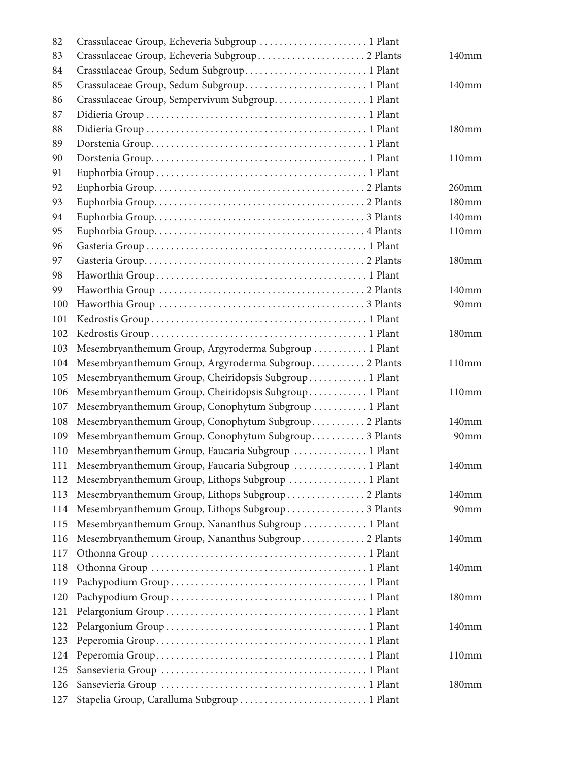| | | |
|---|---|---|
| 82 | Crassulaceae Group, Echeveria Subgroup . . . . . . . . . . . . . . . . . . . . . . 1 Plant | |
| 83 | Crassulaceae Group, Echeveria Subgroup . . . . . . . . . . . . . . . . . . . . . . 2 Plants | 140mm |
| 84 | Crassulaceae Group, Sedum Subgroup . . . . . . . . . . . . . . . . . . . . . . . . . 1 Plant | |
| 85 | Crassulaceae Group, Sedum Subgroup . . . . . . . . . . . . . . . . . . . . . . . . . 1 Plant | 140mm |
| 86 | Crassulaceae Group, Sempervivum Subgroup . . . . . . . . . . . . . . . . . . . 1 Plant | |
| 87 | Didieria Group . . . . . . . . . . . . . . . . . . . . . . . . . . . . . . . . . . . . . . . . . . . . 1 Plant | |
| 88 | Didieria Group . . . . . . . . . . . . . . . . . . . . . . . . . . . . . . . . . . . . . . . . . . . . 1 Plant | 180mm |
| 89 | Dorstenia Group . . . . . . . . . . . . . . . . . . . . . . . . . . . . . . . . . . . . . . . . . . . 1 Plant | |
| 90 | Dorstenia Group . . . . . . . . . . . . . . . . . . . . . . . . . . . . . . . . . . . . . . . . . . . 1 Plant | 110mm |
| 91 | Euphorbia Group . . . . . . . . . . . . . . . . . . . . . . . . . . . . . . . . . . . . . . . . . . 1 Plant | |
| 92 | Euphorbia Group . . . . . . . . . . . . . . . . . . . . . . . . . . . . . . . . . . . . . . . . . . 2 Plants | 260mm |
| 93 | Euphorbia Group . . . . . . . . . . . . . . . . . . . . . . . . . . . . . . . . . . . . . . . . . . 2 Plants | 180mm |
| 94 | Euphorbia Group . . . . . . . . . . . . . . . . . . . . . . . . . . . . . . . . . . . . . . . . . . 3 Plants | 140mm |
| 95 | Euphorbia Group . . . . . . . . . . . . . . . . . . . . . . . . . . . . . . . . . . . . . . . . . . 4 Plants | 110mm |
| 96 | Gasteria Group . . . . . . . . . . . . . . . . . . . . . . . . . . . . . . . . . . . . . . . . . . . 1 Plant | |
| 97 | Gasteria Group . . . . . . . . . . . . . . . . . . . . . . . . . . . . . . . . . . . . . . . . . . . 2 Plants | 180mm |
| 98 | Haworthia Group . . . . . . . . . . . . . . . . . . . . . . . . . . . . . . . . . . . . . . . . . . 1 Plant | |
| 99 | Haworthia Group . . . . . . . . . . . . . . . . . . . . . . . . . . . . . . . . . . . . . . . . . . 2 Plants | 140mm |
| 100 | Haworthia Group . . . . . . . . . . . . . . . . . . . . . . . . . . . . . . . . . . . . . . . . . . 3 Plants | 90mm |
| 101 | Kedrostis Group . . . . . . . . . . . . . . . . . . . . . . . . . . . . . . . . . . . . . . . . . . . 1 Plant | |
| 102 | Kedrostis Group . . . . . . . . . . . . . . . . . . . . . . . . . . . . . . . . . . . . . . . . . . . 1 Plant | 180mm |
| 103 | Mesembryanthemum Group, Argyroderma Subgroup . . . . . . . . . . . 1 Plant | |
| 104 | Mesembryanthemum Group, Argyroderma Subgroup . . . . . . . . . . . 2 Plants | 110mm |
| 105 | Mesembryanthemum Group, Cheiridopsis Subgroup . . . . . . . . . . . . 1 Plant | |
| 106 | Mesembryanthemum Group, Cheiridopsis Subgroup . . . . . . . . . . . . 1 Plant | 110mm |
| 107 | Mesembryanthemum Group, Conophytum Subgroup . . . . . . . . . . . 1 Plant | |
| 108 | Mesembryanthemum Group, Conophytum Subgroup . . . . . . . . . . . 2 Plants | 140mm |
| 109 | Mesembryanthemum Group, Conophytum Subgroup . . . . . . . . . . . 3 Plants | 90mm |
| 110 | Mesembryanthemum Group, Faucaria Subgroup . . . . . . . . . . . . . . . 1 Plant | |
| 111 | Mesembryanthemum Group, Faucaria Subgroup . . . . . . . . . . . . . . . 1 Plant | 140mm |
| 112 | Mesembryanthemum Group, Lithops Subgroup . . . . . . . . . . . . . . . . 1 Plant | |
| 113 | Mesembryanthemum Group, Lithops Subgroup . . . . . . . . . . . . . . . . 2 Plants | 140mm |
| 114 | Mesembryanthemum Group, Lithops Subgroup . . . . . . . . . . . . . . . . 3 Plants | 90mm |
| 115 | Mesembryanthemum Group, Nananthus Subgroup . . . . . . . . . . . . . 1 Plant | |
| 116 | Mesembryanthemum Group, Nananthus Subgroup . . . . . . . . . . . . . 2 Plants | 140mm |
| 117 | Othonna Group . . . . . . . . . . . . . . . . . . . . . . . . . . . . . . . . . . . . . . . . . . . 1 Plant | |
| 118 | Othonna Group . . . . . . . . . . . . . . . . . . . . . . . . . . . . . . . . . . . . . . . . . . . 1 Plant | 140mm |
| 119 | Pachypodium Group . . . . . . . . . . . . . . . . . . . . . . . . . . . . . . . . . . . . . . . 1 Plant | |
| 120 | Pachypodium Group . . . . . . . . . . . . . . . . . . . . . . . . . . . . . . . . . . . . . . . 1 Plant | 180mm |
| 121 | Pelargonium Group . . . . . . . . . . . . . . . . . . . . . . . . . . . . . . . . . . . . . . . . 1 Plant | |
| 122 | Pelargonium Group . . . . . . . . . . . . . . . . . . . . . . . . . . . . . . . . . . . . . . . . 1 Plant | 140mm |
| 123 | Peperomia Group . . . . . . . . . . . . . . . . . . . . . . . . . . . . . . . . . . . . . . . . . . 1 Plant | |
| 124 | Peperomia Group . . . . . . . . . . . . . . . . . . . . . . . . . . . . . . . . . . . . . . . . . . 1 Plant | 110mm |
| 125 | Sansevieria Group . . . . . . . . . . . . . . . . . . . . . . . . . . . . . . . . . . . . . . . . . 1 Plant | |
| 126 | Sansevieria Group . . . . . . . . . . . . . . . . . . . . . . . . . . . . . . . . . . . . . . . . . 1 Plant | 180mm |
| 127 | Stapelia Group, Caralluma Subgroup . . . . . . . . . . . . . . . . . . . . . . . . . 1 Plant | |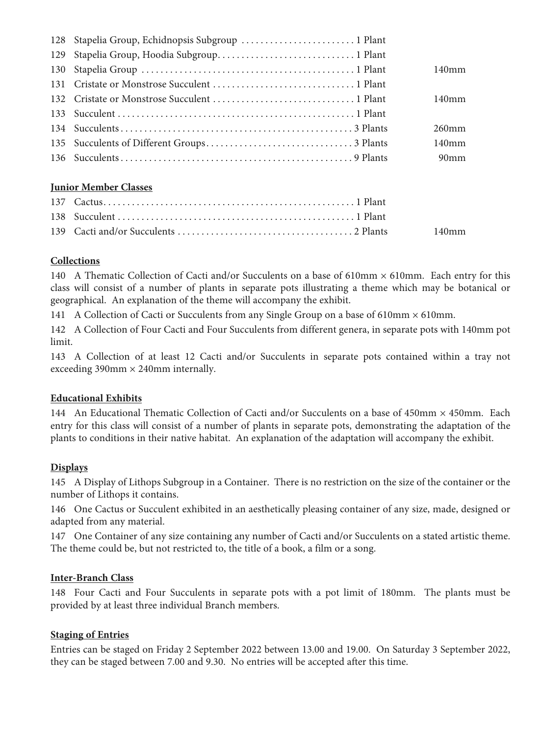| | | | |
|---|---|---|---|
| 128 | Stapelia Group, Echidnopsis Subgroup | 1 Plant | |
| 129 | Stapelia Group, Hoodia Subgroup | 1 Plant | |
| 130 | Stapelia Group | 1 Plant | 140mm |
| 131 | Cristate or Monstrose Succulent | 1 Plant | |
| 132 | Cristate or Monstrose Succulent | 1 Plant | 140mm |
| 133 | Succulent | 1 Plant | |
| 134 | Succulents | 3 Plants | 260mm |
| 135 | Succulents of Different Groups | 3 Plants | 140mm |
| 136 | Succulents | 9 Plants | 90mm |

**Junior Member Classes**

| | | | |
|---|---|---|---|
| 137 | Cactus | 1 Plant | |
| 138 | Succulent | 1 Plant | |
| 139 | Cacti and/or Succulents | 2 Plants | 140mm |

**Collections**

140 A Thematic Collection of Cacti and/or Succulents on a base of 610mm × 610mm. Each entry for this class will consist of a number of plants in separate pots illustrating a theme which may be botanical or geographical. An explanation of the theme will accompany the exhibit.

141 A Collection of Cacti or Succulents from any Single Group on a base of 610mm × 610mm.

142 A Collection of Four Cacti and Four Succulents from different genera, in separate pots with 140mm pot limit.

143 A Collection of at least 12 Cacti and/or Succulents in separate pots contained within a tray not exceeding 390mm × 240mm internally.

**Educational Exhibits**

144 An Educational Thematic Collection of Cacti and/or Succulents on a base of 450mm × 450mm. Each entry for this class will consist of a number of plants in separate pots, demonstrating the adaptation of the plants to conditions in their native habitat. An explanation of the adaptation will accompany the exhibit.

**Displays**

145 A Display of Lithops Subgroup in a Container. There is no restriction on the size of the container or the number of Lithops it contains.

146 One Cactus or Succulent exhibited in an aesthetically pleasing container of any size, made, designed or adapted from any material.

147 One Container of any size containing any number of Cacti and/or Succulents on a stated artistic theme. The theme could be, but not restricted to, the title of a book, a film or a song.

**Inter-Branch Class**

148 Four Cacti and Four Succulents in separate pots with a pot limit of 180mm. The plants must be provided by at least three individual Branch members.

**Staging of Entries**

Entries can be staged on Friday 2 September 2022 between 13.00 and 19.00. On Saturday 3 September 2022, they can be staged between 7.00 and 9.30. No entries will be accepted after this time.